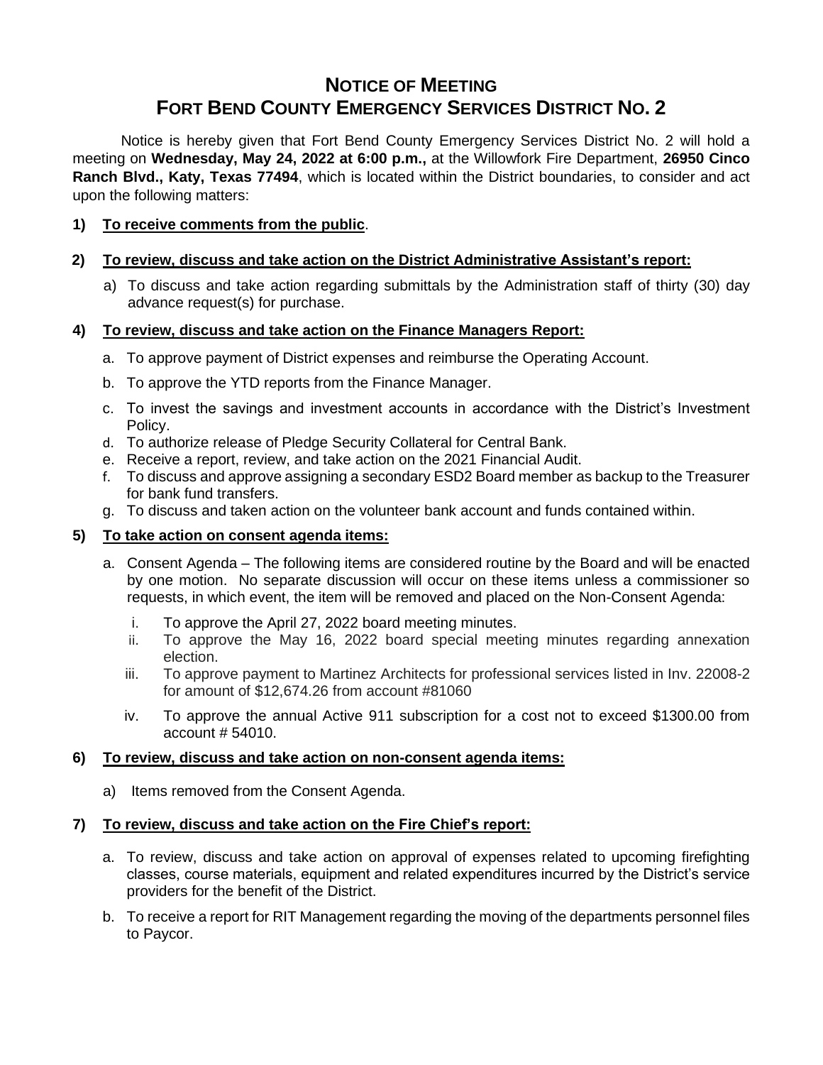# NOTICE OF MEETING
# FORT BEND COUNTY EMERGENCY SERVICES DISTRICT NO. 2

Notice is hereby given that Fort Bend County Emergency Services District No. 2 will hold a meeting on **Wednesday, May 24, 2022 at 6:00 p.m.,** at the Willowfork Fire Department, **26950 Cinco Ranch Blvd., Katy, Texas 77494**, which is located within the District boundaries, to consider and act upon the following matters:

**1) To receive comments from the public.**

**2) To review, discuss and take action on the District Administrative Assistant's report:**

a) To discuss and take action regarding submittals by the Administration staff of thirty (30) day advance request(s) for purchase.

**4) To review, discuss and take action on the Finance Managers Report:**

a. To approve payment of District expenses and reimburse the Operating Account.

b. To approve the YTD reports from the Finance Manager.

c. To invest the savings and investment accounts in accordance with the District's Investment Policy.

d. To authorize release of Pledge Security Collateral for Central Bank.

e. Receive a report, review, and take action on the 2021 Financial Audit.

f. To discuss and approve assigning a secondary ESD2 Board member as backup to the Treasurer for bank fund transfers.

g. To discuss and taken action on the volunteer bank account and funds contained within.

**5) To take action on consent agenda items:**

a. Consent Agenda – The following items are considered routine by the Board and will be enacted by one motion. No separate discussion will occur on these items unless a commissioner so requests, in which event, the item will be removed and placed on the Non-Consent Agenda:

i. To approve the April 27, 2022 board meeting minutes.

ii. To approve the May 16, 2022 board special meeting minutes regarding annexation election.

iii. To approve payment to Martinez Architects for professional services listed in Inv. 22008-2 for amount of $12,674.26 from account #81060

iv. To approve the annual Active 911 subscription for a cost not to exceed $1300.00 from account # 54010.

**6) To review, discuss and take action on non-consent agenda items:**

a) Items removed from the Consent Agenda.

**7) To review, discuss and take action on the Fire Chief's report:**

a. To review, discuss and take action on approval of expenses related to upcoming firefighting classes, course materials, equipment and related expenditures incurred by the District's service providers for the benefit of the District.

b. To receive a report for RIT Management regarding the moving of the departments personnel files to Paycor.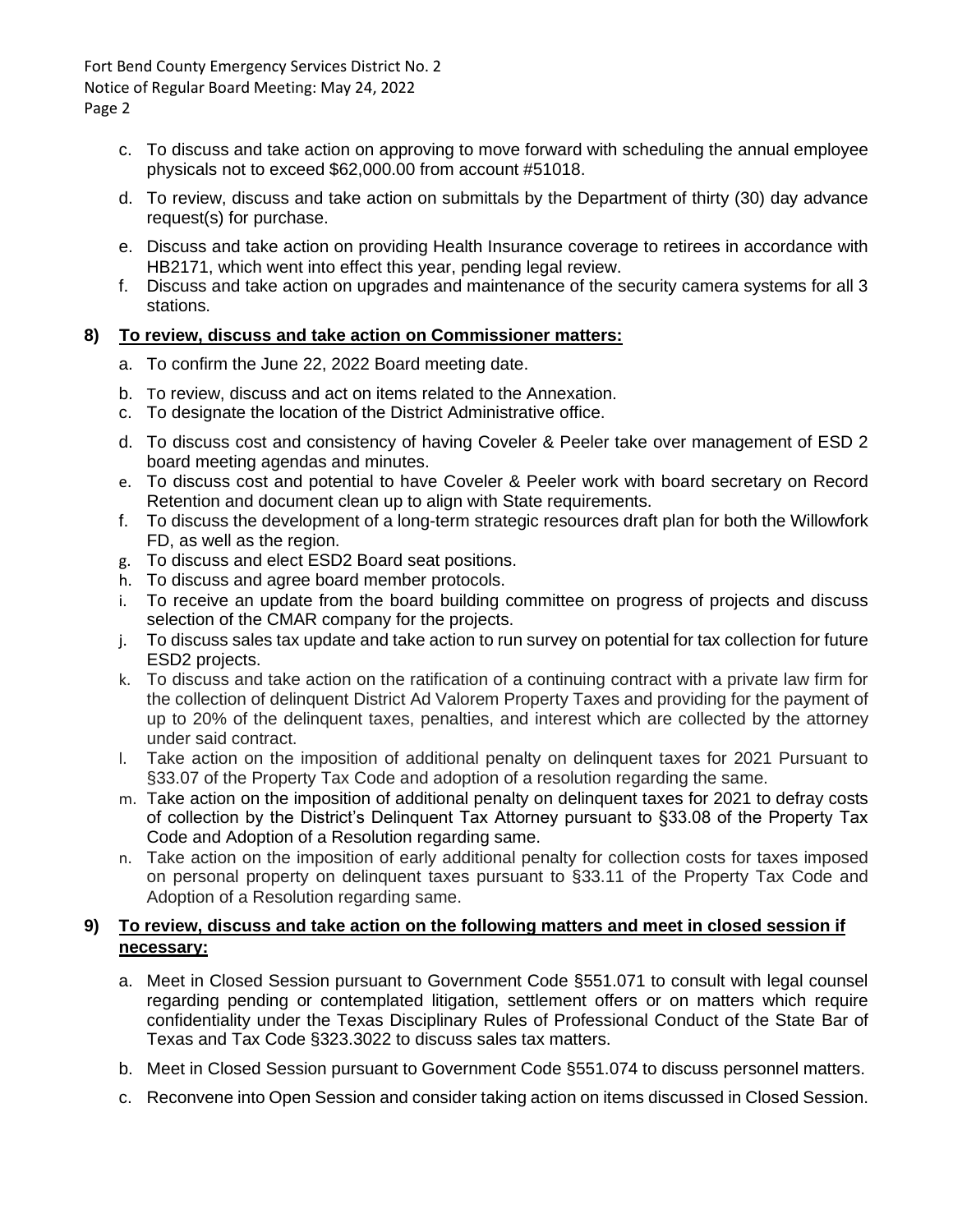c. To discuss and take action on approving to move forward with scheduling the annual employee physicals not to exceed $62,000.00 from account #51018.

d. To review, discuss and take action on submittals by the Department of thirty (30) day advance request(s) for purchase.

e. Discuss and take action on providing Health Insurance coverage to retirees in accordance with HB2171, which went into effect this year, pending legal review.

f. Discuss and take action on upgrades and maintenance of the security camera systems for all 3 stations.

**8) <u>To review, discuss and take action on Commissioner matters:</u>**

a. To confirm the June 22, 2022 Board meeting date.

b. To review, discuss and act on items related to the Annexation.

c. To designate the location of the District Administrative office.

d. To discuss cost and consistency of having Coveler & Peeler take over management of ESD 2 board meeting agendas and minutes.

e. To discuss cost and potential to have Coveler & Peeler work with board secretary on Record Retention and document clean up to align with State requirements.

f. To discuss the development of a long-term strategic resources draft plan for both the Willowfork FD, as well as the region.

g. To discuss and elect ESD2 Board seat positions.

h. To discuss and agree board member protocols.

i. To receive an update from the board building committee on progress of projects and discuss selection of the CMAR company for the projects.

j. To discuss sales tax update and take action to run survey on potential for tax collection for future ESD2 projects.

k. To discuss and take action on the ratification of a continuing contract with a private law firm for the collection of delinquent District Ad Valorem Property Taxes and providing for the payment of up to 20% of the delinquent taxes, penalties, and interest which are collected by the attorney under said contract.

l. Take action on the imposition of additional penalty on delinquent taxes for 2021 Pursuant to §33.07 of the Property Tax Code and adoption of a resolution regarding the same.

m. Take action on the imposition of additional penalty on delinquent taxes for 2021 to defray costs of collection by the District's Delinquent Tax Attorney pursuant to §33.08 of the Property Tax Code and Adoption of a Resolution regarding same.

n. Take action on the imposition of early additional penalty for collection costs for taxes imposed on personal property on delinquent taxes pursuant to §33.11 of the Property Tax Code and Adoption of a Resolution regarding same.

**9) <u>To review, discuss and take action on the following matters and meet in closed session if necessary:</u>**

a. Meet in Closed Session pursuant to Government Code §551.071 to consult with legal counsel regarding pending or contemplated litigation, settlement offers or on matters which require confidentiality under the Texas Disciplinary Rules of Professional Conduct of the State Bar of Texas and Tax Code §323.3022 to discuss sales tax matters.

b. Meet in Closed Session pursuant to Government Code §551.074 to discuss personnel matters.

c. Reconvene into Open Session and consider taking action on items discussed in Closed Session.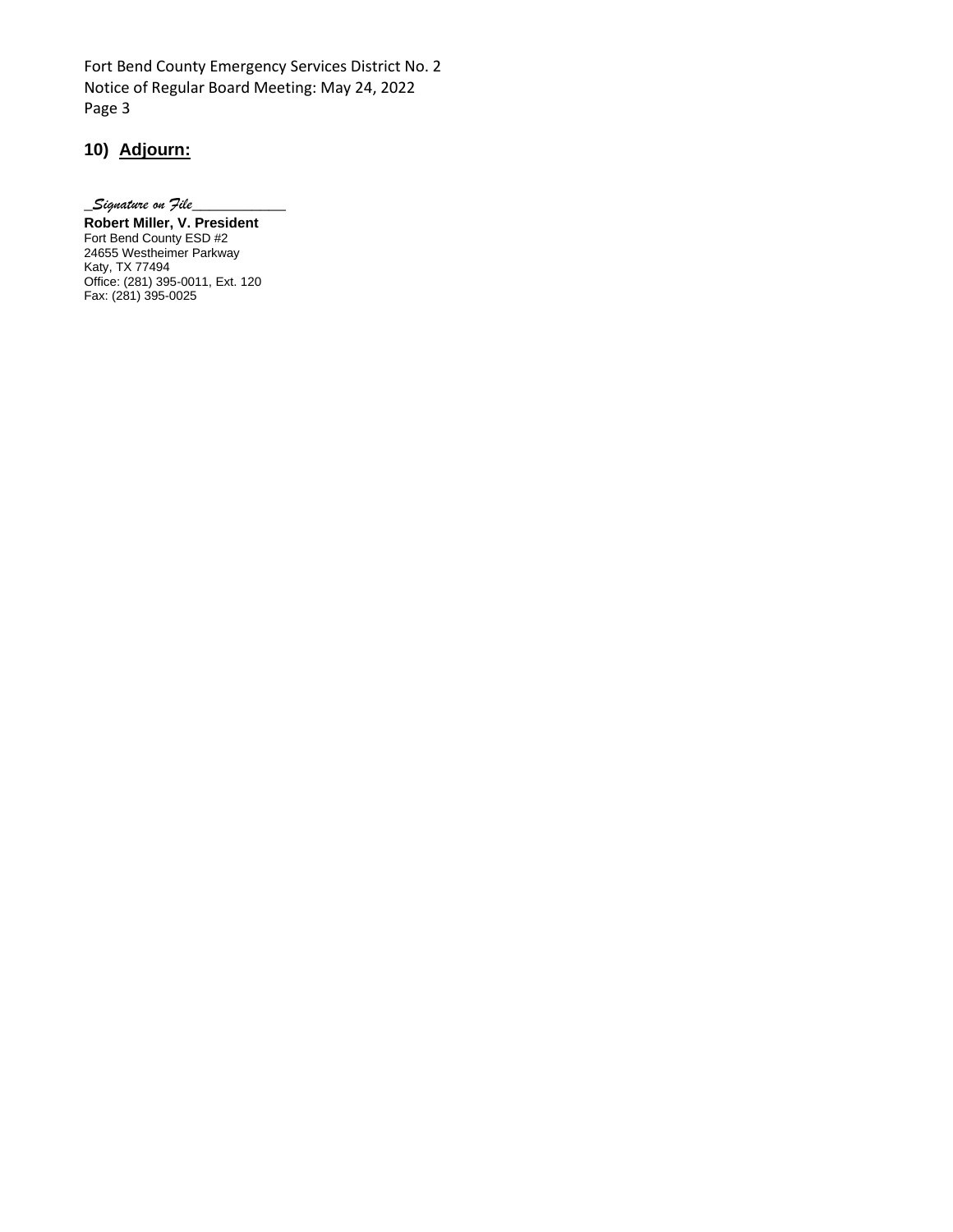## 10) Adjourn:

_*Signature on File*_____________

**Robert Miller, V. President**
Fort Bend County ESD #2
24655 Westheimer Parkway
Katy, TX 77494
Office: (281) 395-0011, Ext. 120
Fax: (281) 395-0025